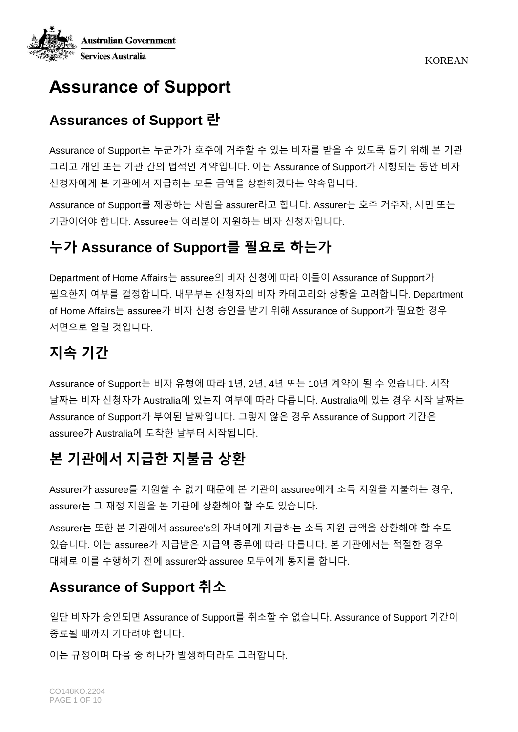KOREAN

# Assurance of Support

## Assurances of Support 란

Assurance of Support는 누군가가 호주에 거주할 수 있는 비자를 받을 수 있도록 돕기 위해 본 기관 그리고 개인 또는 기관 간의 법적인 계약입니다. 이는 Assurance of Support가 시행되는 동안 비자 신청자에게 본 기관에서 지급하는 모든 금액을 상환하겠다는 약속입니다.

Assurance of Support를 제공하는 사람을 assurer라고 합니다. Assurer는 호주 거주자, 시민 또는 기관이어야 합니다. Assuree는 여러분이 지원하는 비자 신청자입니다.

## 누가 Assurance of Support를 필요로 하는가

Department of Home Affairs는 assuree의 비자 신청에 따라 이들이 Assurance of Support가 필요한지 여부를 결정합니다. 내무부는 신청자의 비자 카테고리와 상황을 고려합니다. Department of Home Affairs는 assuree가 비자 신청 승인을 받기 위해 Assurance of Support가 필요한 경우 서면으로 알릴 것입니다.

## 지속 기간

Assurance of Support는 비자 유형에 따라 1년, 2년, 4년 또는 10년 계약이 될 수 있습니다. 시작 날짜는 비자 신청자가 Australia에 있는지 여부에 따라 다릅니다. Australia에 있는 경우 시작 날짜는 Assurance of Support가 부여된 날짜입니다. 그렇지 않은 경우 Assurance of Support 기간은 assuree가 Australia에 도착한 날부터 시작됩니다.

## 본 기관에서 지급한 지불금 상환

Assurer가 assuree를 지원할 수 없기 때문에 본 기관이 assuree에게 소득 지원을 지불하는 경우, assurer는 그 재정 지원을 본 기관에 상환해야 할 수도 있습니다.

Assurer는 또한 본 기관에서 assuree's의 자녀에게 지급하는 소득 지원 금액을 상환해야 할 수도 있습니다. 이는 assuree가 지급받은 지급액 종류에 따라 다릅니다. 본 기관에서는 적절한 경우 대체로 이를 수행하기 전에 assurer와 assuree 모두에게 통지를 합니다.

## Assurance of Support 취소

일단 비자가 승인되면 Assurance of Support를 취소할 수 없습니다. Assurance of Support 기간이 종료될 때까지 기다려야 합니다.

이는 규정이며 다음 중 하나가 발생하더라도 그러합니다.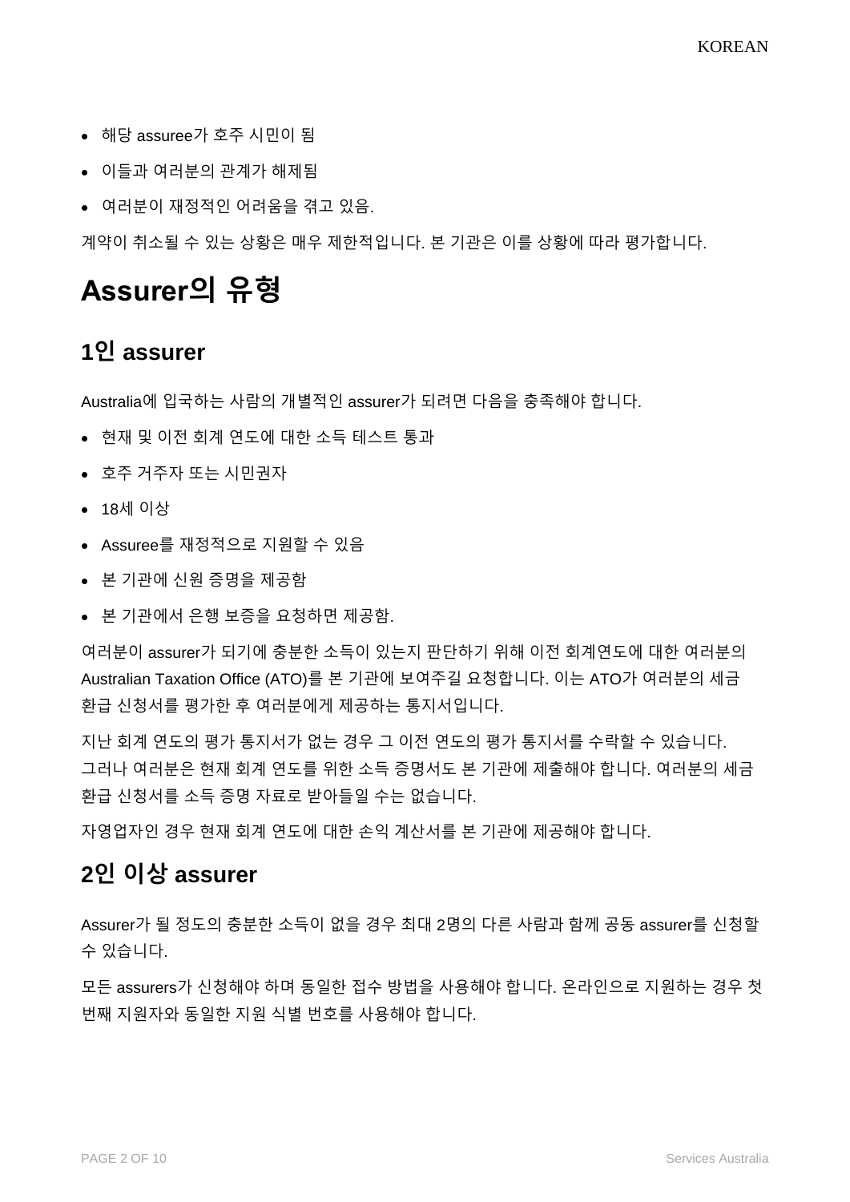- 해당 assuree가 호주 시민이 됨
- 이들과 여러분의 관계가 해제됨
- 여러분이 재정적인 어려움을 겪고 있음.

계약이 취소될 수 있는 상황은 매우 제한적입니다. 본 기관은 이를 상황에 따라 평가합니다.

# Assurer의 유형

## 1인 assurer

Australia에 입국하는 사람의 개별적인 assurer가 되려면 다음을 충족해야 합니다.

- 현재 및 이전 회계 연도에 대한 소득 테스트 통과
- 호주 거주자 또는 시민권자
- 18세 이상
- Assuree를 재정적으로 지원할 수 있음
- 본 기관에 신원 증명을 제공함
- 본 기관에서 은행 보증을 요청하면 제공함.

여러분이 assurer가 되기에 충분한 소득이 있는지 판단하기 위해 이전 회계연도에 대한 여러분의 Australian Taxation Office (ATO)를 본 기관에 보여주길 요청합니다. 이는 ATO가 여러분의 세금 환급 신청서를 평가한 후 여러분에게 제공하는 통지서입니다.

지난 회계 연도의 평가 통지서가 없는 경우 그 이전 연도의 평가 통지서를 수락할 수 있습니다. 그러나 여러분은 현재 회계 연도를 위한 소득 증명서도 본 기관에 제출해야 합니다. 여러분의 세금 환급 신청서를 소득 증명 자료로 받아들일 수는 없습니다.

자영업자인 경우 현재 회계 연도에 대한 손익 계산서를 본 기관에 제공해야 합니다.

## 2인 이상 assurer

Assurer가 될 정도의 충분한 소득이 없을 경우 최대 2명의 다른 사람과 함께 공동 assurer를 신청할 수 있습니다.

모든 assurers가 신청해야 하며 동일한 접수 방법을 사용해야 합니다. 온라인으로 지원하는 경우 첫 번째 지원자와 동일한 지원 식별 번호를 사용해야 합니다.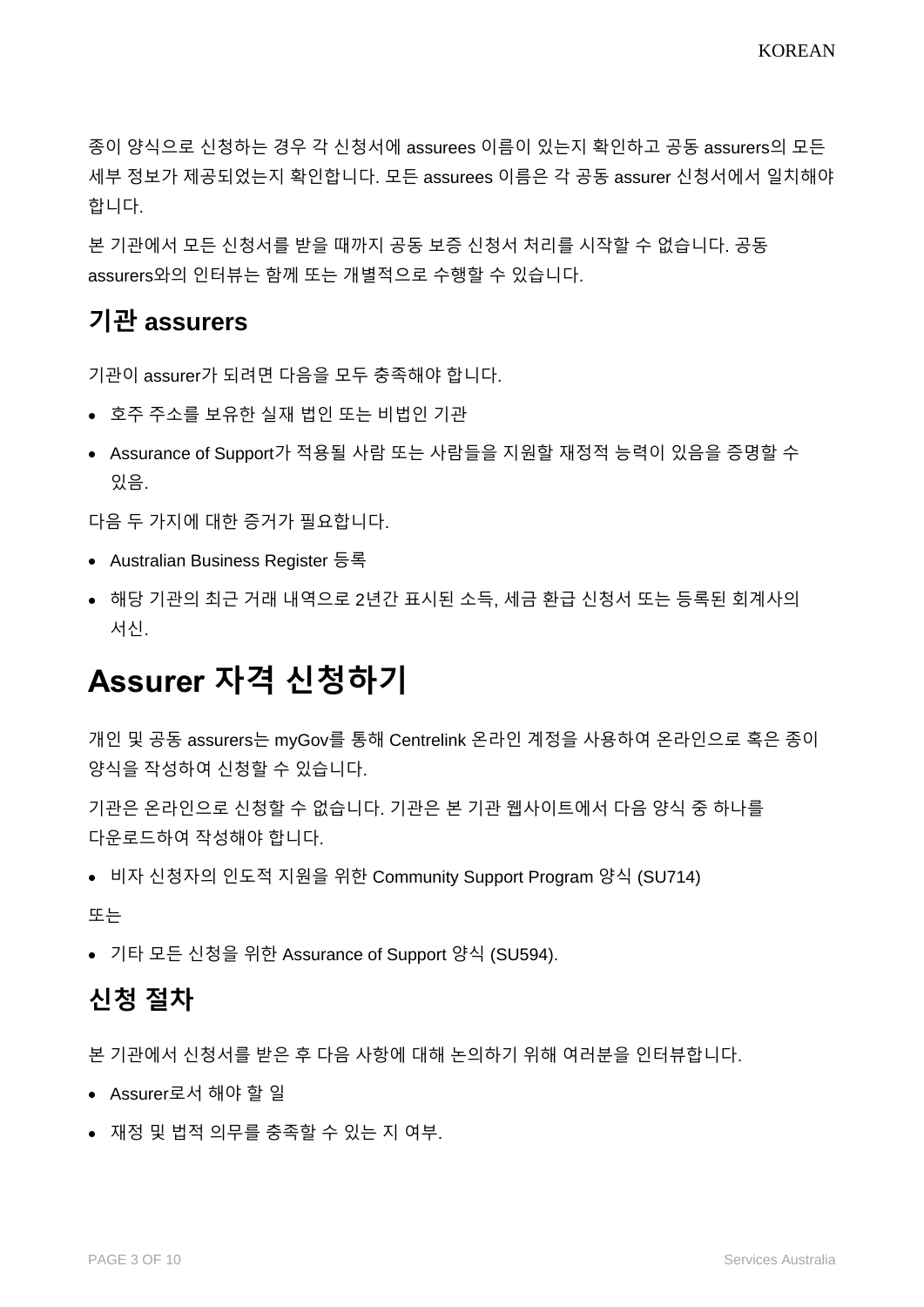종이 양식으로 신청하는 경우 각 신청서에 assurees 이름이 있는지 확인하고 공동 assurers의 모든 세부 정보가 제공되었는지 확인합니다. 모든 assurees 이름은 각 공동 assurer 신청서에서 일치해야 합니다.

본 기관에서 모든 신청서를 받을 때까지 공동 보증 신청서 처리를 시작할 수 없습니다. 공동 assurers와의 인터뷰는 함께 또는 개별적으로 수행할 수 있습니다.

## 기관 assurers

기관이 assurer가 되려면 다음을 모두 충족해야 합니다.

- 호주 주소를 보유한 실재 법인 또는 비법인 기관
- Assurance of Support가 적용될 사람 또는 사람들을 지원할 재정적 능력이 있음을 증명할 수 있음.

다음 두 가지에 대한 증거가 필요합니다.

- Australian Business Register 등록
- 해당 기관의 최근 거래 내역으로 2년간 표시된 소득, 세금 환급 신청서 또는 등록된 회계사의 서신.

# Assurer 자격 신청하기

개인 및 공동 assurers는 myGov를 통해 Centrelink 온라인 계정을 사용하여 온라인으로 혹은 종이 양식을 작성하여 신청할 수 있습니다.

기관은 온라인으로 신청할 수 없습니다. 기관은 본 기관 웹사이트에서 다음 양식 중 하나를 다운로드하여 작성해야 합니다.

- 비자 신청자의 인도적 지원을 위한 Community Support Program 양식 (SU714)

또는

- 기타 모든 신청을 위한 Assurance of Support 양식 (SU594).

## 신청 절차

본 기관에서 신청서를 받은 후 다음 사항에 대해 논의하기 위해 여러분을 인터뷰합니다.

- Assurer로서 해야 할 일
- 재정 및 법적 의무를 충족할 수 있는 지 여부.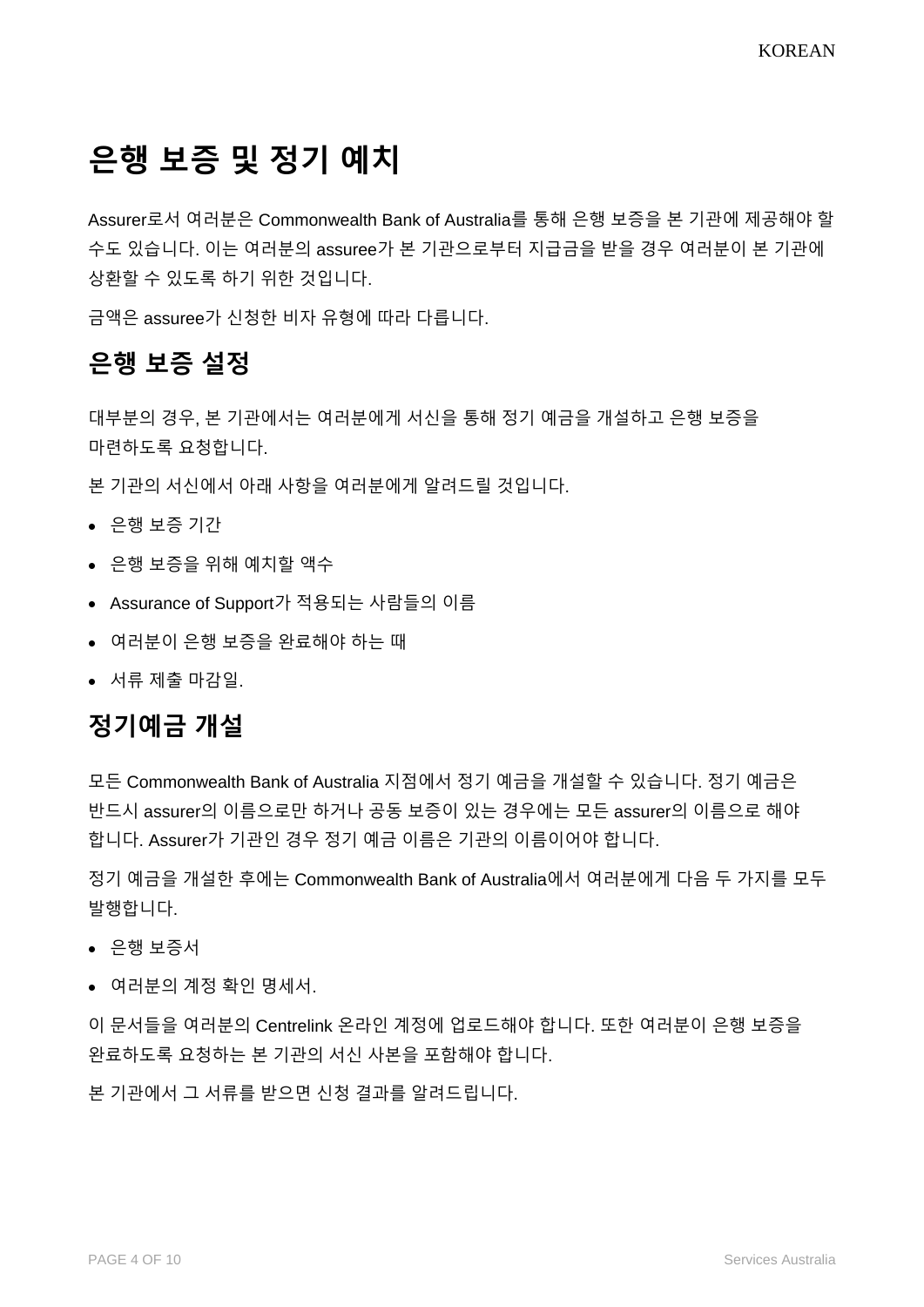# 은행 보증 및 정기 예치

Assurer로서 여러분은 Commonwealth Bank of Australia를 통해 은행 보증을 본 기관에 제공해야 할 수도 있습니다. 이는 여러분의 assuree가 본 기관으로부터 지급금을 받을 경우 여러분이 본 기관에 상환할 수 있도록 하기 위한 것입니다.

금액은 assuree가 신청한 비자 유형에 따라 다릅니다.

## 은행 보증 설정

대부분의 경우, 본 기관에서는 여러분에게 서신을 통해 정기 예금을 개설하고 은행 보증을 마련하도록 요청합니다.

본 기관의 서신에서 아래 사항을 여러분에게 알려드릴 것입니다.

- 은행 보증 기간
- 은행 보증을 위해 예치할 액수
- Assurance of Support가 적용되는 사람들의 이름
- 여러분이 은행 보증을 완료해야 하는 때
- 서류 제출 마감일.

## 정기예금 개설

모든 Commonwealth Bank of Australia 지점에서 정기 예금을 개설할 수 있습니다. 정기 예금은 반드시 assurer의 이름으로만 하거나 공동 보증이 있는 경우에는 모든 assurer의 이름으로 해야 합니다. Assurer가 기관인 경우 정기 예금 이름은 기관의 이름이어야 합니다.

정기 예금을 개설한 후에는 Commonwealth Bank of Australia에서 여러분에게 다음 두 가지를 모두 발행합니다.

- 은행 보증서
- 여러분의 계정 확인 명세서.

이 문서들을 여러분의 Centrelink 온라인 계정에 업로드해야 합니다. 또한 여러분이 은행 보증을 완료하도록 요청하는 본 기관의 서신 사본을 포함해야 합니다.

본 기관에서 그 서류를 받으면 신청 결과를 알려드립니다.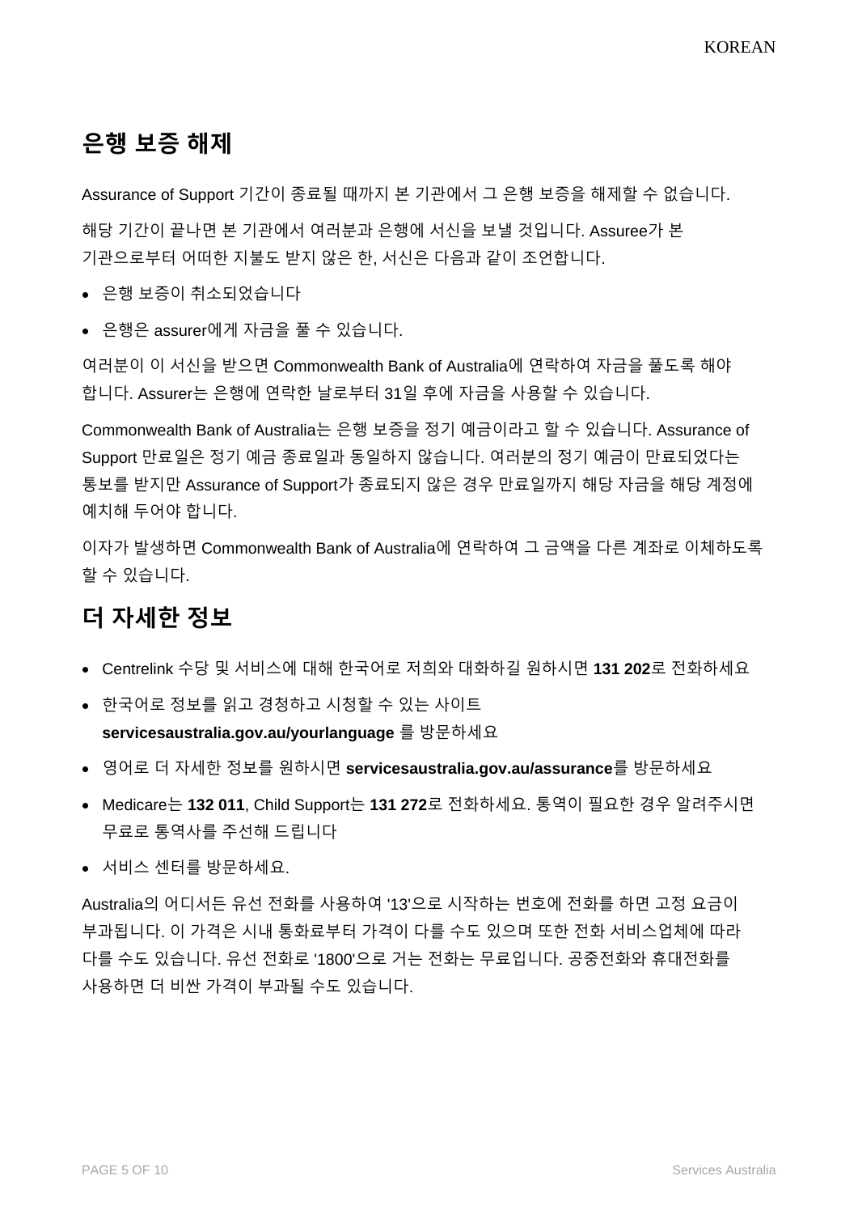## 은행 보증 해제

Assurance of Support 기간이 종료될 때까지 본 기관에서 그 은행 보증을 해제할 수 없습니다.

해당 기간이 끝나면 본 기관에서 여러분과 은행에 서신을 보낼 것입니다. Assuree가 본 기관으로부터 어떠한 지불도 받지 않은 한, 서신은 다음과 같이 조언합니다.

- 은행 보증이 취소되었습니다
- 은행은 assurer에게 자금을 풀 수 있습니다.

여러분이 이 서신을 받으면 Commonwealth Bank of Australia에 연락하여 자금을 풀도록 해야 합니다. Assurer는 은행에 연락한 날로부터 31일 후에 자금을 사용할 수 있습니다.

Commonwealth Bank of Australia는 은행 보증을 정기 예금이라고 할 수 있습니다. Assurance of Support 만료일은 정기 예금 종료일과 동일하지 않습니다. 여러분의 정기 예금이 만료되었다는 통보를 받지만 Assurance of Support가 종료되지 않은 경우 만료일까지 해당 자금을 해당 계정에 예치해 두어야 합니다.

이자가 발생하면 Commonwealth Bank of Australia에 연락하여 그 금액을 다른 계좌로 이체하도록 할 수 있습니다.

## 더 자세한 정보

- Centrelink 수당 및 서비스에 대해 한국어로 저희와 대화하길 원하시면 **131 202**로 전화하세요
- 한국어로 정보를 읽고 경청하고 시청할 수 있는 사이트 **servicesaustralia.gov.au/yourlanguage** 를 방문하세요
- 영어로 더 자세한 정보를 원하시면 **servicesaustralia.gov.au/assurance**를 방문하세요
- Medicare는 **132 011**, Child Support는 **131 272**로 전화하세요. 통역이 필요한 경우 알려주시면 무료로 통역사를 주선해 드립니다
- 서비스 센터를 방문하세요.

Australia의 어디서든 유선 전화를 사용하여 '13'으로 시작하는 번호에 전화를 하면 고정 요금이 부과됩니다. 이 가격은 시내 통화료부터 가격이 다를 수도 있으며 또한 전화 서비스업체에 따라 다를 수도 있습니다. 유선 전화로 '1800'으로 거는 전화는 무료입니다. 공중전화와 휴대전화를 사용하면 더 비싼 가격이 부과될 수도 있습니다.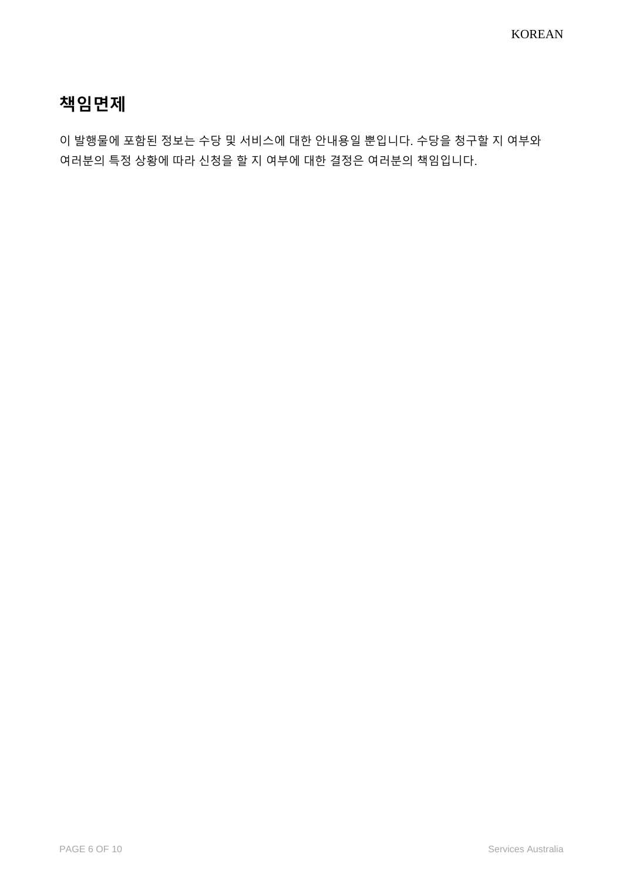# 책임면제

이 발행물에 포함된 정보는 수당 및 서비스에 대한 안내용일 뿐입니다. 수당을 청구할 지 여부와 여러분의 특정 상황에 따라 신청을 할 지 여부에 대한 결정은 여러분의 책임입니다.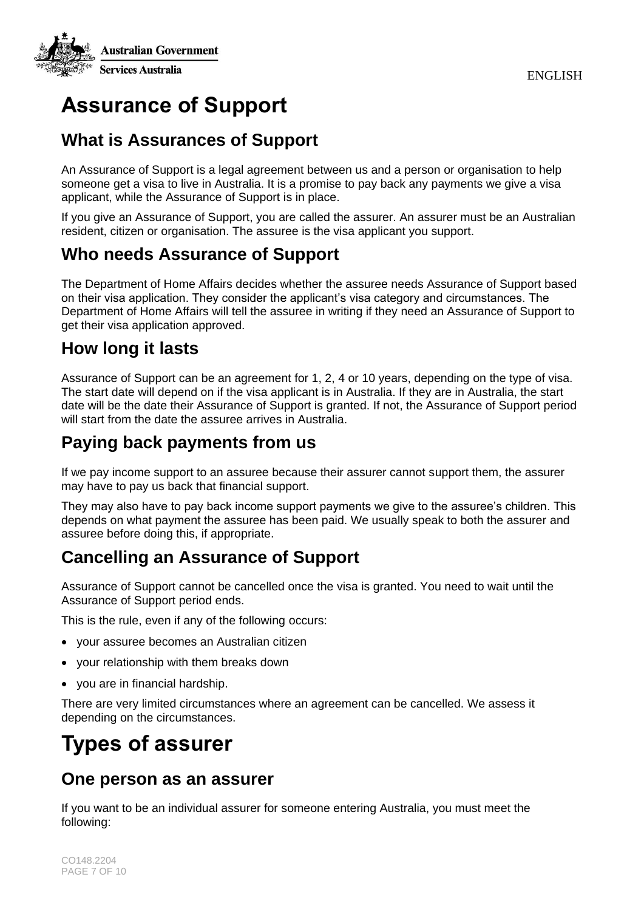# Assurance of Support

## What is Assurances of Support

An Assurance of Support is a legal agreement between us and a person or organisation to help someone get a visa to live in Australia. It is a promise to pay back any payments we give a visa applicant, while the Assurance of Support is in place.

If you give an Assurance of Support, you are called the assurer. An assurer must be an Australian resident, citizen or organisation. The assuree is the visa applicant you support.

## Who needs Assurance of Support

The Department of Home Affairs decides whether the assuree needs Assurance of Support based on their visa application. They consider the applicant's visa category and circumstances. The Department of Home Affairs will tell the assuree in writing if they need an Assurance of Support to get their visa application approved.

## How long it lasts

Assurance of Support can be an agreement for 1, 2, 4 or 10 years, depending on the type of visa. The start date will depend on if the visa applicant is in Australia. If they are in Australia, the start date will be the date their Assurance of Support is granted. If not, the Assurance of Support period will start from the date the assuree arrives in Australia.

## Paying back payments from us

If we pay income support to an assuree because their assurer cannot support them, the assurer may have to pay us back that financial support.

They may also have to pay back income support payments we give to the assuree's children. This depends on what payment the assuree has been paid. We usually speak to both the assurer and assuree before doing this, if appropriate.

## Cancelling an Assurance of Support

Assurance of Support cannot be cancelled once the visa is granted. You need to wait until the Assurance of Support period ends.

This is the rule, even if any of the following occurs:

- your assuree becomes an Australian citizen
- your relationship with them breaks down
- you are in financial hardship.

There are very limited circumstances where an agreement can be cancelled. We assess it depending on the circumstances.

# Types of assurer

## One person as an assurer

If you want to be an individual assurer for someone entering Australia, you must meet the following: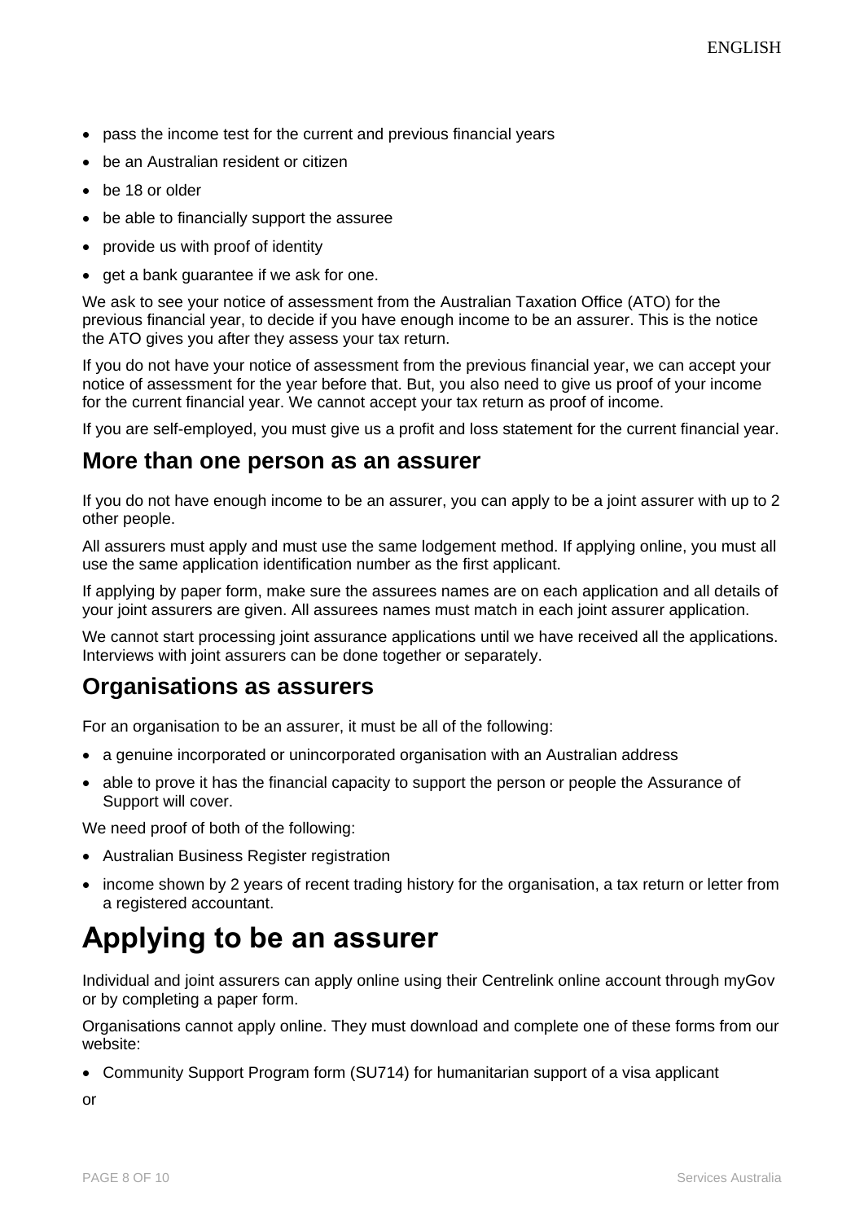- pass the income test for the current and previous financial years
- be an Australian resident or citizen
- be 18 or older
- be able to financially support the assuree
- provide us with proof of identity
- get a bank guarantee if we ask for one.

We ask to see your notice of assessment from the Australian Taxation Office (ATO) for the previous financial year, to decide if you have enough income to be an assurer. This is the notice the ATO gives you after they assess your tax return.

If you do not have your notice of assessment from the previous financial year, we can accept your notice of assessment for the year before that. But, you also need to give us proof of your income for the current financial year. We cannot accept your tax return as proof of income.

If you are self-employed, you must give us a profit and loss statement for the current financial year.

## More than one person as an assurer

If you do not have enough income to be an assurer, you can apply to be a joint assurer with up to 2 other people.

All assurers must apply and must use the same lodgement method. If applying online, you must all use the same application identification number as the first applicant.

If applying by paper form, make sure the assurees names are on each application and all details of your joint assurers are given. All assurees names must match in each joint assurer application.

We cannot start processing joint assurance applications until we have received all the applications. Interviews with joint assurers can be done together or separately.

## Organisations as assurers

For an organisation to be an assurer, it must be all of the following:

- a genuine incorporated or unincorporated organisation with an Australian address
- able to prove it has the financial capacity to support the person or people the Assurance of Support will cover.

We need proof of both of the following:

- Australian Business Register registration
- income shown by 2 years of recent trading history for the organisation, a tax return or letter from a registered accountant.

# Applying to be an assurer

Individual and joint assurers can apply online using their Centrelink online account through myGov or by completing a paper form.

Organisations cannot apply online. They must download and complete one of these forms from our website:

- Community Support Program form (SU714) for humanitarian support of a visa applicant

or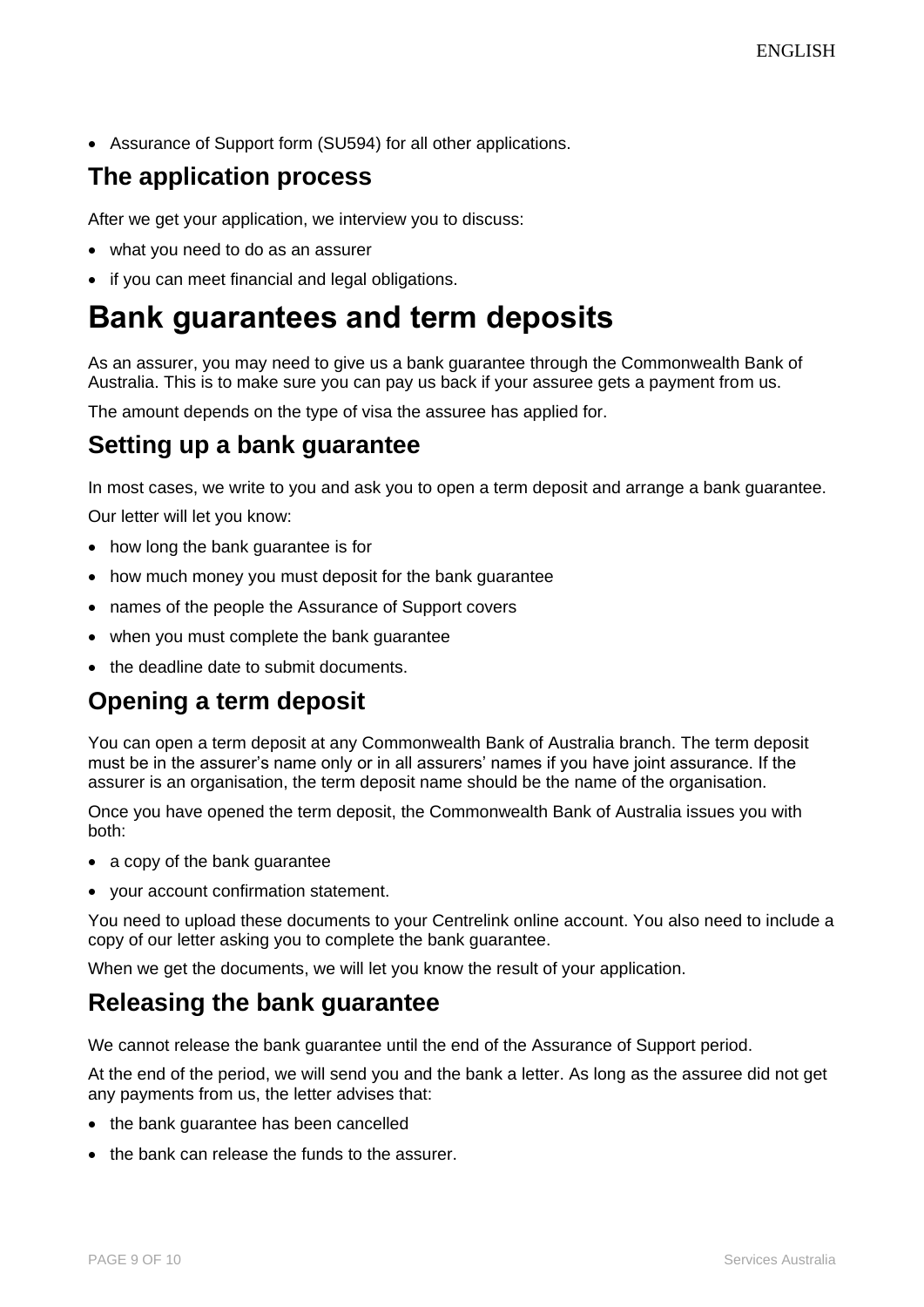- Assurance of Support form (SU594) for all other applications.

## The application process

After we get your application, we interview you to discuss:

- what you need to do as an assurer
- if you can meet financial and legal obligations.

# Bank guarantees and term deposits

As an assurer, you may need to give us a bank guarantee through the Commonwealth Bank of Australia. This is to make sure you can pay us back if your assuree gets a payment from us.

The amount depends on the type of visa the assuree has applied for.

## Setting up a bank guarantee

In most cases, we write to you and ask you to open a term deposit and arrange a bank guarantee.

Our letter will let you know:

- how long the bank guarantee is for
- how much money you must deposit for the bank guarantee
- names of the people the Assurance of Support covers
- when you must complete the bank guarantee
- the deadline date to submit documents.

## Opening a term deposit

You can open a term deposit at any Commonwealth Bank of Australia branch. The term deposit must be in the assurer's name only or in all assurers' names if you have joint assurance. If the assurer is an organisation, the term deposit name should be the name of the organisation.

Once you have opened the term deposit, the Commonwealth Bank of Australia issues you with both:

- a copy of the bank guarantee
- your account confirmation statement.

You need to upload these documents to your Centrelink online account. You also need to include a copy of our letter asking you to complete the bank guarantee.

When we get the documents, we will let you know the result of your application.

## Releasing the bank guarantee

We cannot release the bank guarantee until the end of the Assurance of Support period.

At the end of the period, we will send you and the bank a letter. As long as the assuree did not get any payments from us, the letter advises that:

- the bank guarantee has been cancelled
- the bank can release the funds to the assurer.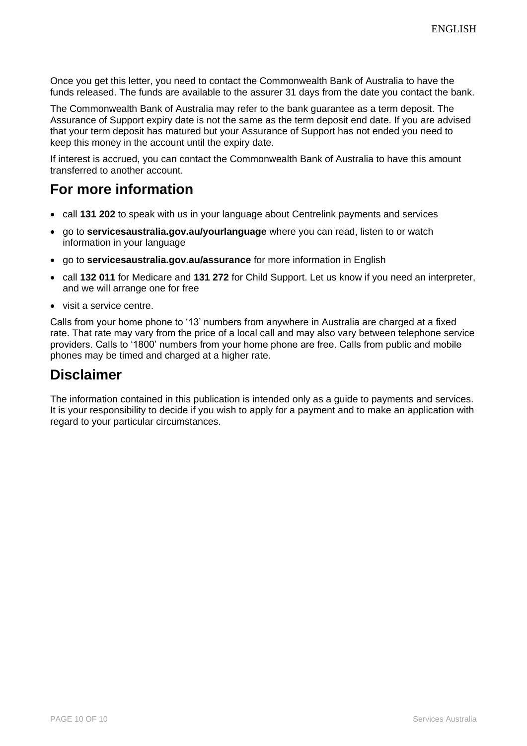Once you get this letter, you need to contact the Commonwealth Bank of Australia to have the funds released. The funds are available to the assurer 31 days from the date you contact the bank.

The Commonwealth Bank of Australia may refer to the bank guarantee as a term deposit. The Assurance of Support expiry date is not the same as the term deposit end date. If you are advised that your term deposit has matured but your Assurance of Support has not ended you need to keep this money in the account until the expiry date.

If interest is accrued, you can contact the Commonwealth Bank of Australia to have this amount transferred to another account.

## For more information

- call **131 202** to speak with us in your language about Centrelink payments and services
- go to **servicesaustralia.gov.au/yourlanguage** where you can read, listen to or watch information in your language
- go to **servicesaustralia.gov.au/assurance** for more information in English
- call **132 011** for Medicare and **131 272** for Child Support. Let us know if you need an interpreter, and we will arrange one for free
- visit a service centre.

Calls from your home phone to '13' numbers from anywhere in Australia are charged at a fixed rate. That rate may vary from the price of a local call and may also vary between telephone service providers. Calls to '1800' numbers from your home phone are free. Calls from public and mobile phones may be timed and charged at a higher rate.

## Disclaimer

The information contained in this publication is intended only as a guide to payments and services. It is your responsibility to decide if you wish to apply for a payment and to make an application with regard to your particular circumstances.